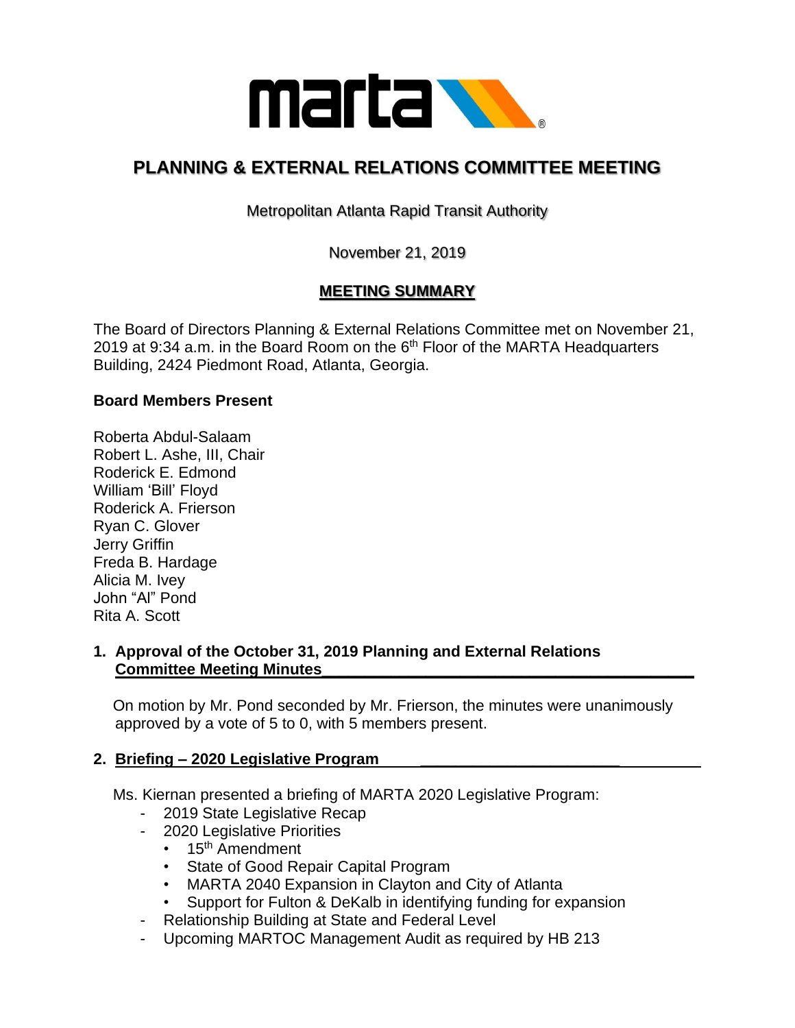# PLANNING & EXTERNAL RELATIONS COMMITTEE MEETING

Metropolitan Atlanta Rapid Transit Authority

November 21, 2019

## MEETING SUMMARY

The Board of Directors Planning & External Relations Committee met on November 21, 2019 at 9:34 a.m. in the Board Room on the 6th Floor of the MARTA Headquarters Building, 2424 Piedmont Road, Atlanta, Georgia.

**Board Members Present**

Roberta Abdul-Salaam
Robert L. Ashe, III, Chair
Roderick E. Edmond
William 'Bill' Floyd
Roderick A. Frierson
Ryan C. Glover
Jerry Griffin
Freda B. Hardage
Alicia M. Ivey
John "Al" Pond
Rita A. Scott

**1. Approval of the October 31, 2019 Planning and External Relations Committee Meeting Minutes**

On motion by Mr. Pond seconded by Mr. Frierson, the minutes were unanimously approved by a vote of 5 to 0, with 5 members present.

**2. Briefing – 2020 Legislative Program**

Ms. Kiernan presented a briefing of MARTA 2020 Legislative Program:

- 2019 State Legislative Recap
- 2020 Legislative Priorities
  - 15th Amendment
  - State of Good Repair Capital Program
  - MARTA 2040 Expansion in Clayton and City of Atlanta
  - Support for Fulton & DeKalb in identifying funding for expansion
- Relationship Building at State and Federal Level
- Upcoming MARTOC Management Audit as required by HB 213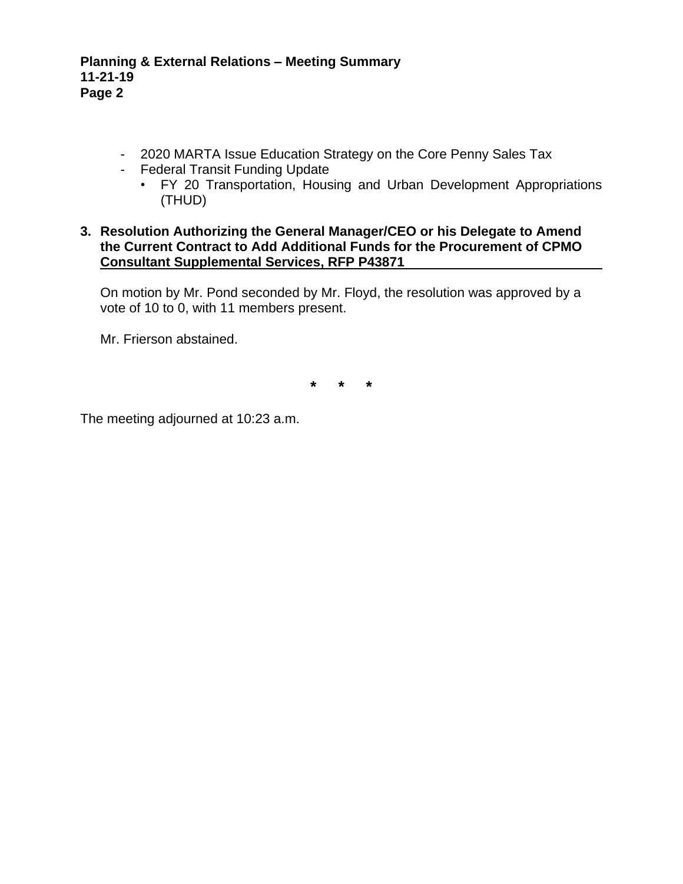- 2020 MARTA Issue Education Strategy on the Core Penny Sales Tax
- Federal Transit Funding Update
  - FY 20 Transportation, Housing and Urban Development Appropriations (THUD)

**3. Resolution Authorizing the General Manager/CEO or his Delegate to Amend the Current Contract to Add Additional Funds for the Procurement of CPMO Consultant Supplemental Services, RFP P43871**

On motion by Mr. Pond seconded by Mr. Floyd, the resolution was approved by a vote of 10 to 0, with 11 members present.

Mr. Frierson abstained.

\* \* \*

The meeting adjourned at 10:23 a.m.